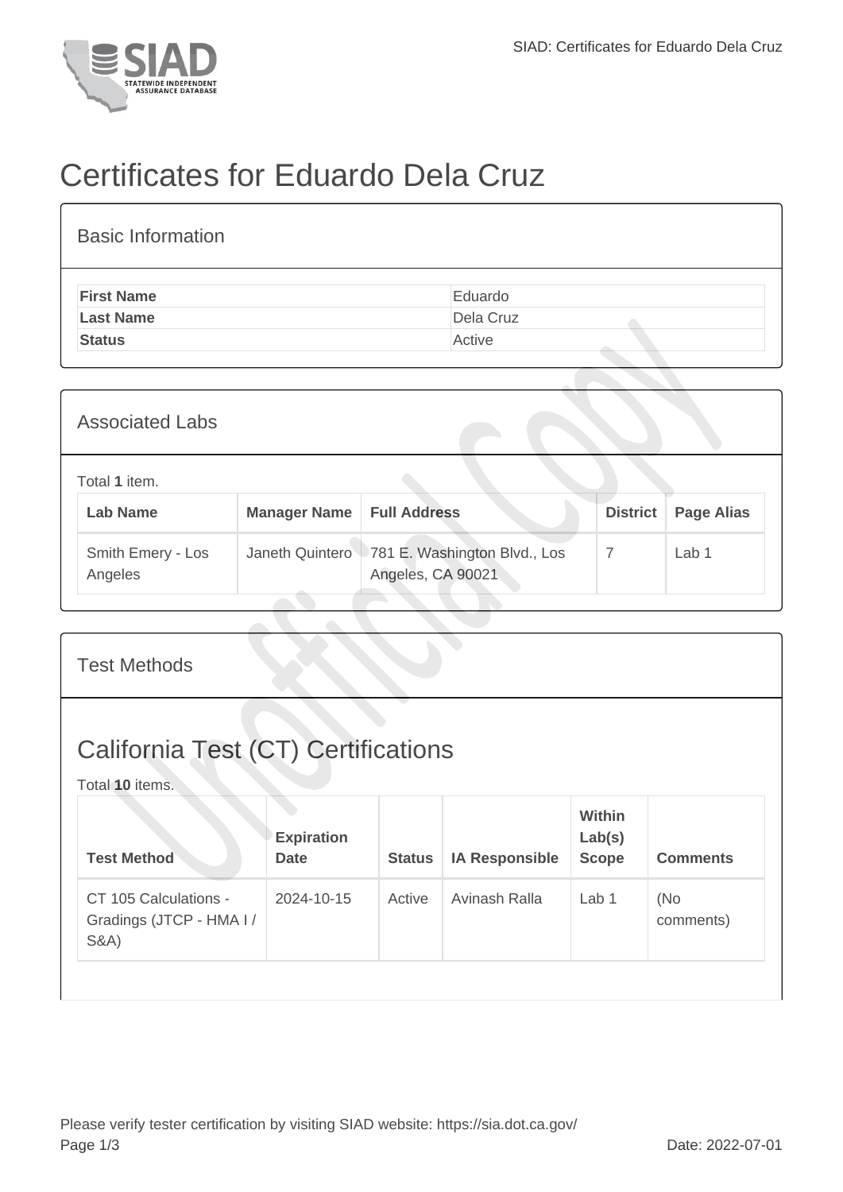# Certificates for Eduardo Dela Cruz

## Basic Information

| | |
|---|---|
| **First Name** | Eduardo |
| **Last Name** | Dela Cruz |
| **Status** | Active |

## Associated Labs

Total **1** item.

| Lab Name | Manager Name | Full Address | District | Page Alias |
|---|---|---|---|---|
| Smith Emery - Los Angeles | Janeth Quintero | 781 E. Washington Blvd., Los Angeles, CA 90021 | 7 | Lab 1 |

## Test Methods

## California Test (CT) Certifications

Total **10** items.

| Test Method | Expiration Date | Status | IA Responsible | Within Lab(s) Scope | Comments |
|---|---|---|---|---|---|
| CT 105 Calculations - Gradings (JTCP - HMA I / S&A) | 2024-10-15 | Active | Avinash Ralla | Lab 1 | (No comments) |

Please verify tester certification by visiting SIAD website: https://sia.dot.ca.gov/

Date: 2022-07-01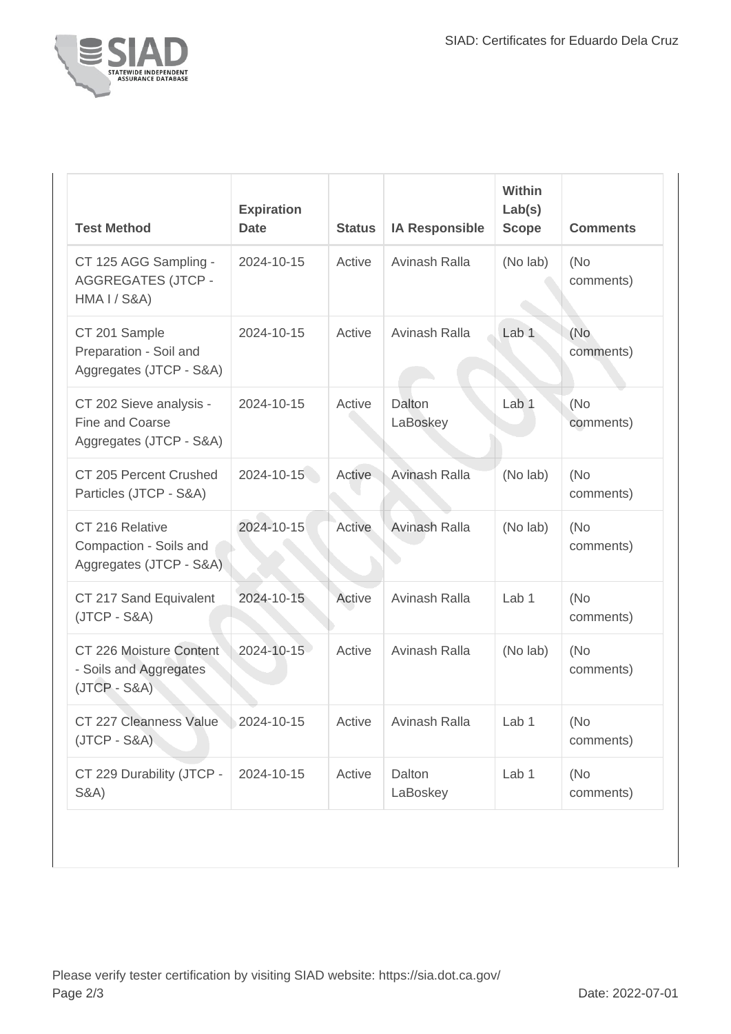| Test Method | Expiration Date | Status | IA Responsible | Within Lab(s) Scope | Comments |
|---|---|---|---|---|---|
| CT 125 AGG Sampling - AGGREGATES (JTCP - HMA I / S&A) | 2024-10-15 | Active | Avinash Ralla | (No lab) | (No comments) |
| CT 201 Sample Preparation - Soil and Aggregates (JTCP - S&A) | 2024-10-15 | Active | Avinash Ralla | Lab 1 | (No comments) |
| CT 202 Sieve analysis - Fine and Coarse Aggregates (JTCP - S&A) | 2024-10-15 | Active | Dalton LaBoskey | Lab 1 | (No comments) |
| CT 205 Percent Crushed Particles (JTCP - S&A) | 2024-10-15 | Active | Avinash Ralla | (No lab) | (No comments) |
| CT 216 Relative Compaction - Soils and Aggregates (JTCP - S&A) | 2024-10-15 | Active | Avinash Ralla | (No lab) | (No comments) |
| CT 217 Sand Equivalent (JTCP - S&A) | 2024-10-15 | Active | Avinash Ralla | Lab 1 | (No comments) |
| CT 226 Moisture Content - Soils and Aggregates (JTCP - S&A) | 2024-10-15 | Active | Avinash Ralla | (No lab) | (No comments) |
| CT 227 Cleanness Value (JTCP - S&A) | 2024-10-15 | Active | Avinash Ralla | Lab 1 | (No comments) |
| CT 229 Durability (JTCP - S&A) | 2024-10-15 | Active | Dalton LaBoskey | Lab 1 | (No comments) |

Please verify tester certification by visiting SIAD website: https://sia.dot.ca.gov/

Date: 2022-07-01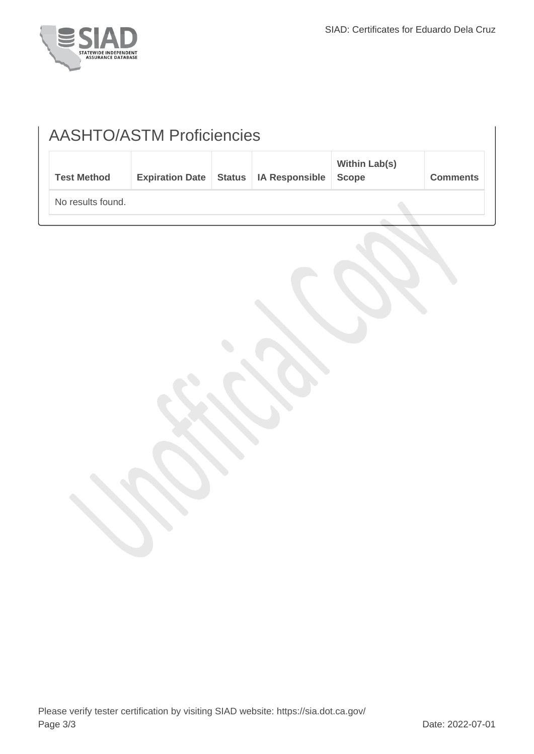## AASHTO/ASTM Proficiencies

| Test Method | Expiration Date | Status | IA Responsible | Within Lab(s) Scope | Comments |
| --- | --- | --- | --- | --- | --- |
| No results found. | | | | | |

Please verify tester certification by visiting SIAD website: https://sia.dot.ca.gov/

Date: 2022-07-01